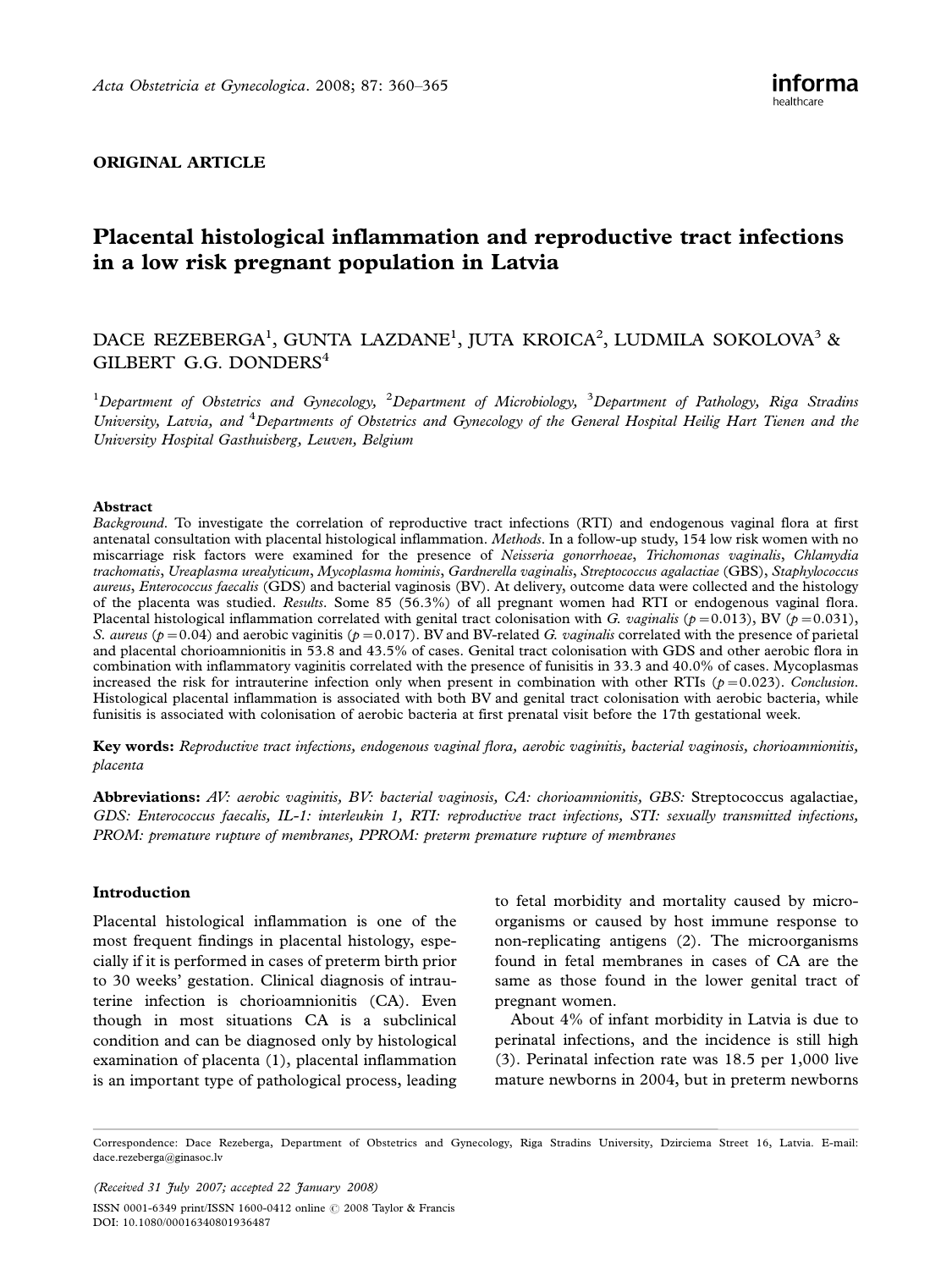ORIGINAL ARTICLE

# Placental histological inflammation and reproductive tract infections in a low risk pregnant population in Latvia

DACE REZEBERGA[1], GUNTA LAZDANE[1], JUTA KROICA[2], LUDMILA SOKOLOVA[3] & GILBERT G.G. DONDERS[4]

[1]*Department of Obstetrics and Gynecology,* [2]*Department of Microbiology,* [3]*Department of Pathology, Riga Stradins University, Latvia, and* [4]*Departments of Obstetrics and Gynecology of the General Hospital Heilig Hart Tienen and the University Hospital Gasthuisberg, Leuven, Belgium*

## Abstract

*Background*. To investigate the correlation of reproductive tract infections (RTI) and endogenous vaginal flora at first antenatal consultation with placental histological inflammation. *Methods*. In a follow-up study, 154 low risk women with no miscarriage risk factors were examined for the presence of *Neisseria gonorrhoeae*, *Trichomonas vaginalis*, *Chlamydia trachomatis*, *Ureaplasma urealyticum*, *Mycoplasma hominis*, *Gardnerella vaginalis*, *Streptococcus agalactiae* (GBS), *Staphylococcus aureus*, *Enterococcus faecalis* (GDS) and bacterial vaginosis (BV). At delivery, outcome data were collected and the histology of the placenta was studied. *Results*. Some 85 (56.3%) of all pregnant women had RTI or endogenous vaginal flora. Placental histological inflammation correlated with genital tract colonisation with *G. vaginalis* ($p = 0.013$), BV ($p = 0.031$), *S. aureus* ($p = 0.04$) and aerobic vaginitis ($p = 0.017$). BV and BV-related *G. vaginalis* correlated with the presence of parietal and placental chorioamnionitis in 53.8 and 43.5% of cases. Genital tract colonisation with GDS and other aerobic flora in combination with inflammatory vaginitis correlated with the presence of funisitis in 33.3 and 40.0% of cases. Mycoplasmas increased the risk for intrauterine infection only when present in combination with other RTIs ($p = 0.023$). *Conclusion*. Histological placental inflammation is associated with both BV and genital tract colonisation with aerobic bacteria, while funisitis is associated with colonisation of aerobic bacteria at first prenatal visit before the 17th gestational week.

**Key words:** *Reproductive tract infections, endogenous vaginal flora, aerobic vaginitis, bacterial vaginosis, chorioamnionitis, placenta*

**Abbreviations:** *AV: aerobic vaginitis, BV: bacterial vaginosis, CA: chorioamnionitis, GBS:* Streptococcus agalactiae*, GDS: Enterococcus faecalis, IL-1: interleukin 1, RTI: reproductive tract infections, STI: sexually transmitted infections, PROM: premature rupture of membranes, PPROM: preterm premature rupture of membranes*

## Introduction

Placental histological inflammation is one of the most frequent findings in placental histology, especially if it is performed in cases of preterm birth prior to 30 weeks' gestation. Clinical diagnosis of intrauterine infection is chorioamnionitis (CA). Even though in most situations CA is a subclinical condition and can be diagnosed only by histological examination of placenta (1), placental inflammation is an important type of pathological process, leading to fetal morbidity and mortality caused by microorganisms or caused by host immune response to non-replicating antigens (2). The microorganisms found in fetal membranes in cases of CA are the same as those found in the lower genital tract of pregnant women.

About 4% of infant morbidity in Latvia is due to perinatal infections, and the incidence is still high (3). Perinatal infection rate was 18.5 per 1,000 live mature newborns in 2004, but in preterm newborns

Correspondence: Dace Rezeberga, Department of Obstetrics and Gynecology, Riga Stradins University, Dzirciema Street 16, Latvia. E-mail: dace.rezeberga@ginasoc.lv

*(Received 31 July 2007; accepted 22 January 2008)*

ISSN 0001-6349 print/ISSN 1600-0412 online © 2008 Taylor & Francis
DOI: 10.1080/00016340801936487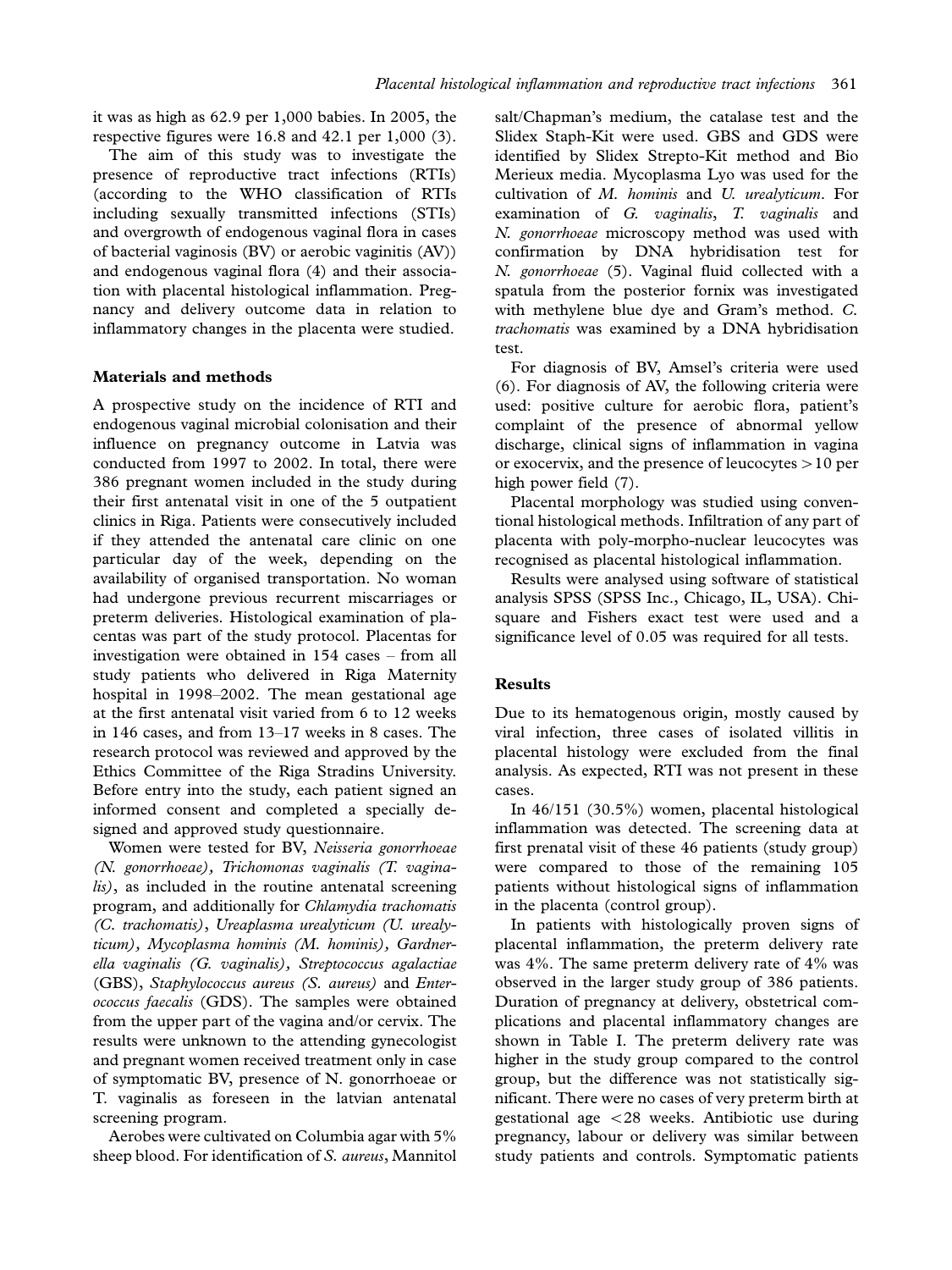it was as high as 62.9 per 1,000 babies. In 2005, the respective figures were 16.8 and 42.1 per 1,000 (3).

The aim of this study was to investigate the presence of reproductive tract infections (RTIs) (according to the WHO classification of RTIs including sexually transmitted infections (STIs) and overgrowth of endogenous vaginal flora in cases of bacterial vaginosis (BV) or aerobic vaginitis (AV)) and endogenous vaginal flora (4) and their association with placental histological inflammation. Pregnancy and delivery outcome data in relation to inflammatory changes in the placenta were studied.

## Materials and methods

A prospective study on the incidence of RTI and endogenous vaginal microbial colonisation and their influence on pregnancy outcome in Latvia was conducted from 1997 to 2002. In total, there were 386 pregnant women included in the study during their first antenatal visit in one of the 5 outpatient clinics in Riga. Patients were consecutively included if they attended the antenatal care clinic on one particular day of the week, depending on the availability of organised transportation. No woman had undergone previous recurrent miscarriages or preterm deliveries. Histological examination of placentas was part of the study protocol. Placentas for investigation were obtained in 154 cases – from all study patients who delivered in Riga Maternity hospital in 1998–2002. The mean gestational age at the first antenatal visit varied from 6 to 12 weeks in 146 cases, and from 13–17 weeks in 8 cases. The research protocol was reviewed and approved by the Ethics Committee of the Riga Stradins University. Before entry into the study, each patient signed an informed consent and completed a specially designed and approved study questionnaire.

Women were tested for BV, *Neisseria gonorrhoeae (N. gonorrhoeae)*, *Trichomonas vaginalis (T. vaginalis)*, as included in the routine antenatal screening program, and additionally for *Chlamydia trachomatis (C. trachomatis)*, *Ureaplasma urealyticum (U. urealyticum)*, *Mycoplasma hominis (M. hominis)*, *Gardnerella vaginalis (G. vaginalis)*, *Streptococcus agalactiae* (GBS), *Staphylococcus aureus (S. aureus)* and *Enterococcus faecalis* (GDS). The samples were obtained from the upper part of the vagina and/or cervix. The results were unknown to the attending gynecologist and pregnant women received treatment only in case of symptomatic BV, presence of N. gonorrhoeae or T. vaginalis as foreseen in the latvian antenatal screening program.

Aerobes were cultivated on Columbia agar with 5% sheep blood. For identification of *S. aureus*, Mannitol salt/Chapman's medium, the catalase test and the Slidex Staph-Kit were used. GBS and GDS were identified by Slidex Strepto-Kit method and Bio Merieux media. Mycoplasma Lyo was used for the cultivation of *M. hominis* and *U. urealyticum*. For examination of *G. vaginalis*, *T. vaginalis* and *N. gonorrhoeae* microscopy method was used with confirmation by DNA hybridisation test for *N. gonorrhoeae* (5). Vaginal fluid collected with a spatula from the posterior fornix was investigated with methylene blue dye and Gram's method. *C. trachomatis* was examined by a DNA hybridisation test.

For diagnosis of BV, Amsel's criteria were used (6). For diagnosis of AV, the following criteria were used: positive culture for aerobic flora, patient's complaint of the presence of abnormal yellow discharge, clinical signs of inflammation in vagina or exocervix, and the presence of leucocytes >10 per high power field (7).

Placental morphology was studied using conventional histological methods. Infiltration of any part of placenta with poly-morpho-nuclear leucocytes was recognised as placental histological inflammation.

Results were analysed using software of statistical analysis SPSS (SPSS Inc., Chicago, IL, USA). Chi-square and Fishers exact test were used and a significance level of 0.05 was required for all tests.

## Results

Due to its hematogenous origin, mostly caused by viral infection, three cases of isolated villitis in placental histology were excluded from the final analysis. As expected, RTI was not present in these cases.

In 46/151 (30.5%) women, placental histological inflammation was detected. The screening data at first prenatal visit of these 46 patients (study group) were compared to those of the remaining 105 patients without histological signs of inflammation in the placenta (control group).

In patients with histologically proven signs of placental inflammation, the preterm delivery rate was 4%. The same preterm delivery rate of 4% was observed in the larger study group of 386 patients. Duration of pregnancy at delivery, obstetrical complications and placental inflammatory changes are shown in Table I. The preterm delivery rate was higher in the study group compared to the control group, but the difference was not statistically significant. There were no cases of very preterm birth at gestational age <28 weeks. Antibiotic use during pregnancy, labour or delivery was similar between study patients and controls. Symptomatic patients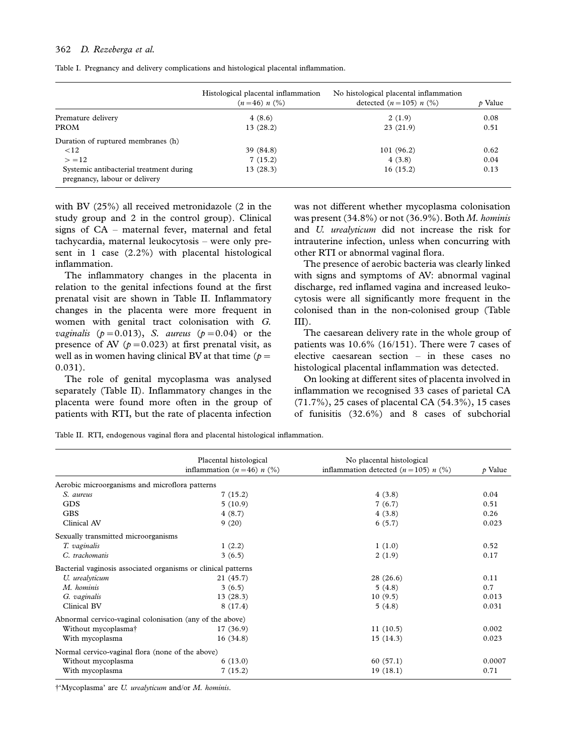Table I. Pregnancy and delivery complications and histological placental inflammation.

| | Histological placental inflammation ($n=46$) $n$ (%) | No histological placental inflammation detected ($n=105$) $n$ (%) | $p$ Value |
|---|---|---|---|
| Premature delivery | 4 (8.6) | 2 (1.9) | 0.08 |
| PROM | 13 (28.2) | 23 (21.9) | 0.51 |
| Duration of ruptured membranes (h) | | | |
| <12 | 39 (84.8) | 101 (96.2) | 0.62 |
| >=12 | 7 (15.2) | 4 (3.8) | 0.04 |
| Systemic antibacterial treatment during pregnancy, labour or delivery | 13 (28.3) | 16 (15.2) | 0.13 |

with BV (25%) all received metronidazole (2 in the study group and 2 in the control group). Clinical signs of CA – maternal fever, maternal and fetal tachycardia, maternal leukocytosis – were only present in 1 case (2.2%) with placental histological inflammation.

The inflammatory changes in the placenta in relation to the genital infections found at the first prenatal visit are shown in Table II. Inflammatory changes in the placenta were more frequent in women with genital tract colonisation with *G. vaginalis* ($p=0.013$), *S. aureus* ($p=0.04$) or the presence of AV ($p=0.023$) at first prenatal visit, as well as in women having clinical BV at that time ($p=0.031$).

The role of genital mycoplasma was analysed separately (Table II). Inflammatory changes in the placenta were found more often in the group of patients with RTI, but the rate of placenta infection was not different whether mycoplasma colonisation was present (34.8%) or not (36.9%). Both *M. hominis* and *U. urealyticum* did not increase the risk for intrauterine infection, unless when concurring with other RTI or abnormal vaginal flora.

The presence of aerobic bacteria was clearly linked with signs and symptoms of AV: abnormal vaginal discharge, red inflamed vagina and increased leukocytosis were all significantly more frequent in the colonised than in the non-colonised group (Table III).

The caesarean delivery rate in the whole group of patients was 10.6% (16/151). There were 7 cases of elective caesarean section – in these cases no histological placental inflammation was detected.

On looking at different sites of placenta involved in inflammation we recognised 33 cases of parietal CA (71.7%), 25 cases of placental CA (54.3%), 15 cases of funisitis (32.6%) and 8 cases of subchorial

Table II. RTI, endogenous vaginal flora and placental histological inflammation.

| | Placental histological inflammation ($n=46$) $n$ (%) | No placental histological inflammation detected ($n=105$) $n$ (%) | $p$ Value |
|---|---|---|---|
| Aerobic microorganisms and microflora patterns | | | |
| *S. aureus* | 7 (15.2) | 4 (3.8) | 0.04 |
| GDS | 5 (10.9) | 7 (6.7) | 0.51 |
| GBS | 4 (8.7) | 4 (3.8) | 0.26 |
| Clinical AV | 9 (20) | 6 (5.7) | 0.023 |
| Sexually transmitted microorganisms | | | |
| *T. vaginalis* | 1 (2.2) | 1 (1.0) | 0.52 |
| *C. trachomatis* | 3 (6.5) | 2 (1.9) | 0.17 |
| Bacterial vaginosis associated organisms or clinical patterns | | | |
| *U. urealyticum* | 21 (45.7) | 28 (26.6) | 0.11 |
| *M. hominis* | 3 (6.5) | 5 (4.8) | 0.7 |
| *G. vaginalis* | 13 (28.3) | 10 (9.5) | 0.013 |
| Clinical BV | 8 (17.4) | 5 (4.8) | 0.031 |
| Abnormal cervico-vaginal colonisation (any of the above) | | | |
| Without mycoplasma† | 17 (36.9) | 11 (10.5) | 0.002 |
| With mycoplasma | 16 (34.8) | 15 (14.3) | 0.023 |
| Normal cervico-vaginal flora (none of the above) | | | |
| Without mycoplasma | 6 (13.0) | 60 (57.1) | 0.0007 |
| With mycoplasma | 7 (15.2) | 19 (18.1) | 0.71 |

†'Mycoplasma' are *U. urealyticum* and/or *M. hominis*.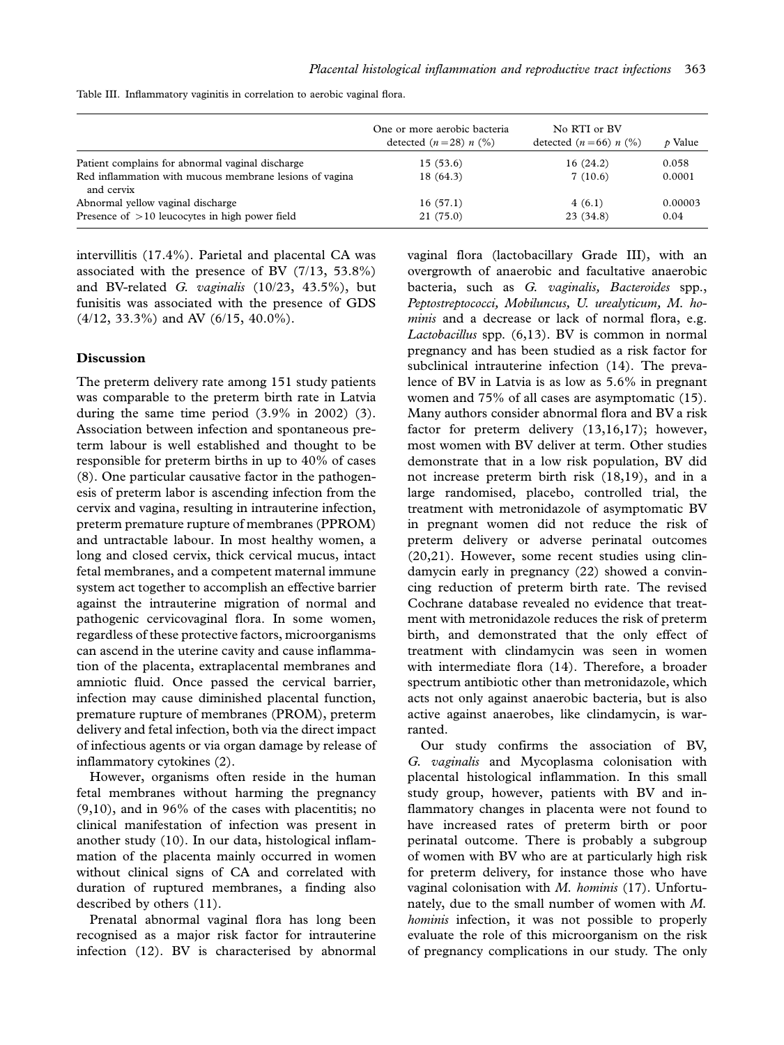Table III. Inflammatory vaginitis in correlation to aerobic vaginal flora.

| | One or more aerobic bacteria detected ($n=28$) $n$ (%) | No RTI or BV detected ($n=66$) $n$ (%) | $p$ Value |
|---|---|---|---|
| Patient complains for abnormal vaginal discharge | 15 (53.6) | 16 (24.2) | 0.058 |
| Red inflammation with mucous membrane lesions of vagina and cervix | 18 (64.3) | 7 (10.6) | 0.0001 |
| Abnormal yellow vaginal discharge | 16 (57.1) | 4 (6.1) | 0.00003 |
| Presence of >10 leucocytes in high power field | 21 (75.0) | 23 (34.8) | 0.04 |

intervillitis (17.4%). Parietal and placental CA was associated with the presence of BV (7/13, 53.8%) and BV-related *G. vaginalis* (10/23, 43.5%), but funisitis was associated with the presence of GDS (4/12, 33.3%) and AV (6/15, 40.0%).

## Discussion

The preterm delivery rate among 151 study patients was comparable to the preterm birth rate in Latvia during the same time period (3.9% in 2002) (3). Association between infection and spontaneous preterm labour is well established and thought to be responsible for preterm births in up to 40% of cases (8). One particular causative factor in the pathogenesis of preterm labor is ascending infection from the cervix and vagina, resulting in intrauterine infection, preterm premature rupture of membranes (PPROM) and untractable labour. In most healthy women, a long and closed cervix, thick cervical mucus, intact fetal membranes, and a competent maternal immune system act together to accomplish an effective barrier against the intrauterine migration of normal and pathogenic cervicovaginal flora. In some women, regardless of these protective factors, microorganisms can ascend in the uterine cavity and cause inflammation of the placenta, extraplacental membranes and amniotic fluid. Once passed the cervical barrier, infection may cause diminished placental function, premature rupture of membranes (PROM), preterm delivery and fetal infection, both via the direct impact of infectious agents or via organ damage by release of inflammatory cytokines (2).

However, organisms often reside in the human fetal membranes without harming the pregnancy (9,10), and in 96% of the cases with placentitis; no clinical manifestation of infection was present in another study (10). In our data, histological inflammation of the placenta mainly occurred in women without clinical signs of CA and correlated with duration of ruptured membranes, a finding also described by others (11).

Prenatal abnormal vaginal flora has long been recognised as a major risk factor for intrauterine infection (12). BV is characterised by abnormal vaginal flora (lactobacillary Grade III), with an overgrowth of anaerobic and facultative anaerobic bacteria, such as *G. vaginalis*, *Bacteroides* spp., *Peptostreptococci*, *Mobiluncus*, *U. urealyticum*, *M. hominis* and a decrease or lack of normal flora, e.g. *Lactobacillus* spp. (6,13). BV is common in normal pregnancy and has been studied as a risk factor for subclinical intrauterine infection (14). The prevalence of BV in Latvia is as low as 5.6% in pregnant women and 75% of all cases are asymptomatic (15). Many authors consider abnormal flora and BV a risk factor for preterm delivery (13,16,17); however, most women with BV deliver at term. Other studies demonstrate that in a low risk population, BV did not increase preterm birth risk (18,19), and in a large randomised, placebo, controlled trial, the treatment with metronidazole of asymptomatic BV in pregnant women did not reduce the risk of preterm delivery or adverse perinatal outcomes (20,21). However, some recent studies using clindamycin early in pregnancy (22) showed a convincing reduction of preterm birth rate. The revised Cochrane database revealed no evidence that treatment with metronidazole reduces the risk of preterm birth, and demonstrated that the only effect of treatment with clindamycin was seen in women with intermediate flora (14). Therefore, a broader spectrum antibiotic other than metronidazole, which acts not only against anaerobic bacteria, but is also active against anaerobes, like clindamycin, is warranted.

Our study confirms the association of BV, *G. vaginalis* and Mycoplasma colonisation with placental histological inflammation. In this small study group, however, patients with BV and inflammatory changes in placenta were not found to have increased rates of preterm birth or poor perinatal outcome. There is probably a subgroup of women with BV who are at particularly high risk for preterm delivery, for instance those who have vaginal colonisation with *M. hominis* (17). Unfortunately, due to the small number of women with *M. hominis* infection, it was not possible to properly evaluate the role of this microorganism on the risk of pregnancy complications in our study. The only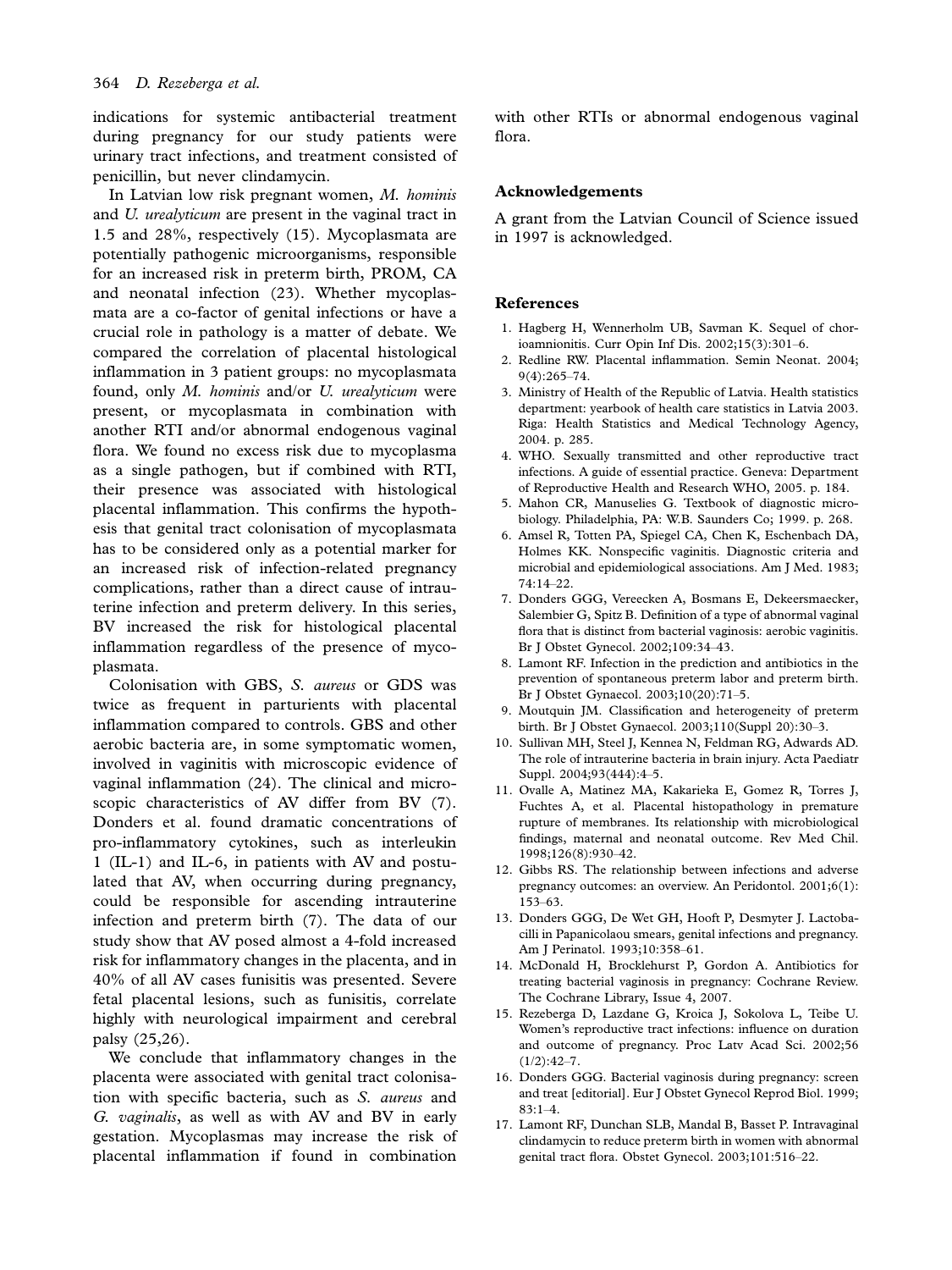indications for systemic antibacterial treatment during pregnancy for our study patients were urinary tract infections, and treatment consisted of penicillin, but never clindamycin.

In Latvian low risk pregnant women, *M. hominis* and *U. urealyticum* are present in the vaginal tract in 1.5 and 28%, respectively (15). Mycoplasmata are potentially pathogenic microorganisms, responsible for an increased risk in preterm birth, PROM, CA and neonatal infection (23). Whether mycoplasmata are a co-factor of genital infections or have a crucial role in pathology is a matter of debate. We compared the correlation of placental histological inflammation in 3 patient groups: no mycoplasmata found, only *M. hominis* and/or *U. urealyticum* were present, or mycoplasmata in combination with another RTI and/or abnormal endogenous vaginal flora. We found no excess risk due to mycoplasma as a single pathogen, but if combined with RTI, their presence was associated with histological placental inflammation. This confirms the hypothesis that genital tract colonisation of mycoplasmata has to be considered only as a potential marker for an increased risk of infection-related pregnancy complications, rather than a direct cause of intrauterine infection and preterm delivery. In this series, BV increased the risk for histological placental inflammation regardless of the presence of mycoplasmata.

Colonisation with GBS, *S. aureus* or GDS was twice as frequent in parturients with placental inflammation compared to controls. GBS and other aerobic bacteria are, in some symptomatic women, involved in vaginitis with microscopic evidence of vaginal inflammation (24). The clinical and microscopic characteristics of AV differ from BV (7). Donders et al. found dramatic concentrations of pro-inflammatory cytokines, such as interleukin 1 (IL-1) and IL-6, in patients with AV and postulated that AV, when occurring during pregnancy, could be responsible for ascending intrauterine infection and preterm birth (7). The data of our study show that AV posed almost a 4-fold increased risk for inflammatory changes in the placenta, and in 40% of all AV cases funisitis was presented. Severe fetal placental lesions, such as funisitis, correlate highly with neurological impairment and cerebral palsy (25,26).

We conclude that inflammatory changes in the placenta were associated with genital tract colonisation with specific bacteria, such as *S. aureus* and *G. vaginalis*, as well as with AV and BV in early gestation. Mycoplasmas may increase the risk of placental inflammation if found in combination with other RTIs or abnormal endogenous vaginal flora.

## Acknowledgements

A grant from the Latvian Council of Science issued in 1997 is acknowledged.

## References

1. Hagberg H, Wennerholm UB, Savman K. Sequel of chorioamnionitis. Curr Opin Inf Dis. 2002;15(3):301–6.
2. Redline RW. Placental inflammation. Semin Neonat. 2004; 9(4):265–74.
3. Ministry of Health of the Republic of Latvia. Health statistics department: yearbook of health care statistics in Latvia 2003. Riga: Health Statistics and Medical Technology Agency, 2004. p. 285.
4. WHO. Sexually transmitted and other reproductive tract infections. A guide of essential practice. Geneva: Department of Reproductive Health and Research WHO, 2005. p. 184.
5. Mahon CR, Manuselies G. Textbook of diagnostic microbiology. Philadelphia, PA: W.B. Saunders Co; 1999. p. 268.
6. Amsel R, Totten PA, Spiegel CA, Chen K, Eschenbach DA, Holmes KK. Nonspecific vaginitis. Diagnostic criteria and microbial and epidemiological associations. Am J Med. 1983; 74:14–22.
7. Donders GGG, Vereecken A, Bosmans E, Dekeersmaecker, Salembier G, Spitz B. Definition of a type of abnormal vaginal flora that is distinct from bacterial vaginosis: aerobic vaginitis. Br J Obstet Gynecol. 2002;109:34–43.
8. Lamont RF. Infection in the prediction and antibiotics in the prevention of spontaneous preterm labor and preterm birth. Br J Obstet Gynaecol. 2003;10(20):71–5.
9. Moutquin JM. Classification and heterogeneity of preterm birth. Br J Obstet Gynaecol. 2003;110(Suppl 20):30–3.
10. Sullivan MH, Steel J, Kennea N, Feldman RG, Adwards AD. The role of intrauterine bacteria in brain injury. Acta Paediatr Suppl. 2004;93(444):4–5.
11. Ovalle A, Matinez MA, Kakarieka E, Gomez R, Torres J, Fuchtes A, et al. Placental histopathology in premature rupture of membranes. Its relationship with microbiological findings, maternal and neonatal outcome. Rev Med Chil. 1998;126(8):930–42.
12. Gibbs RS. The relationship between infections and adverse pregnancy outcomes: an overview. An Peridontol. 2001;6(1): 153–63.
13. Donders GGG, De Wet GH, Hooft P, Desmyter J. Lactobacilli in Papanicolaou smears, genital infections and pregnancy. Am J Perinatol. 1993;10:358–61.
14. McDonald H, Brocklehurst P, Gordon A. Antibiotics for treating bacterial vaginosis in pregnancy: Cochrane Review. The Cochrane Library, Issue 4, 2007.
15. Rezeberga D, Lazdane G, Kroica J, Sokolova L, Teibe U. Women's reproductive tract infections: influence on duration and outcome of pregnancy. Proc Latv Acad Sci. 2002;56 (1/2):42–7.
16. Donders GGG. Bacterial vaginosis during pregnancy: screen and treat [editorial]. Eur J Obstet Gynecol Reprod Biol. 1999; 83:1–4.
17. Lamont RF, Dunchan SLB, Mandal B, Basset P. Intravaginal clindamycin to reduce preterm birth in women with abnormal genital tract flora. Obstet Gynecol. 2003;101:516–22.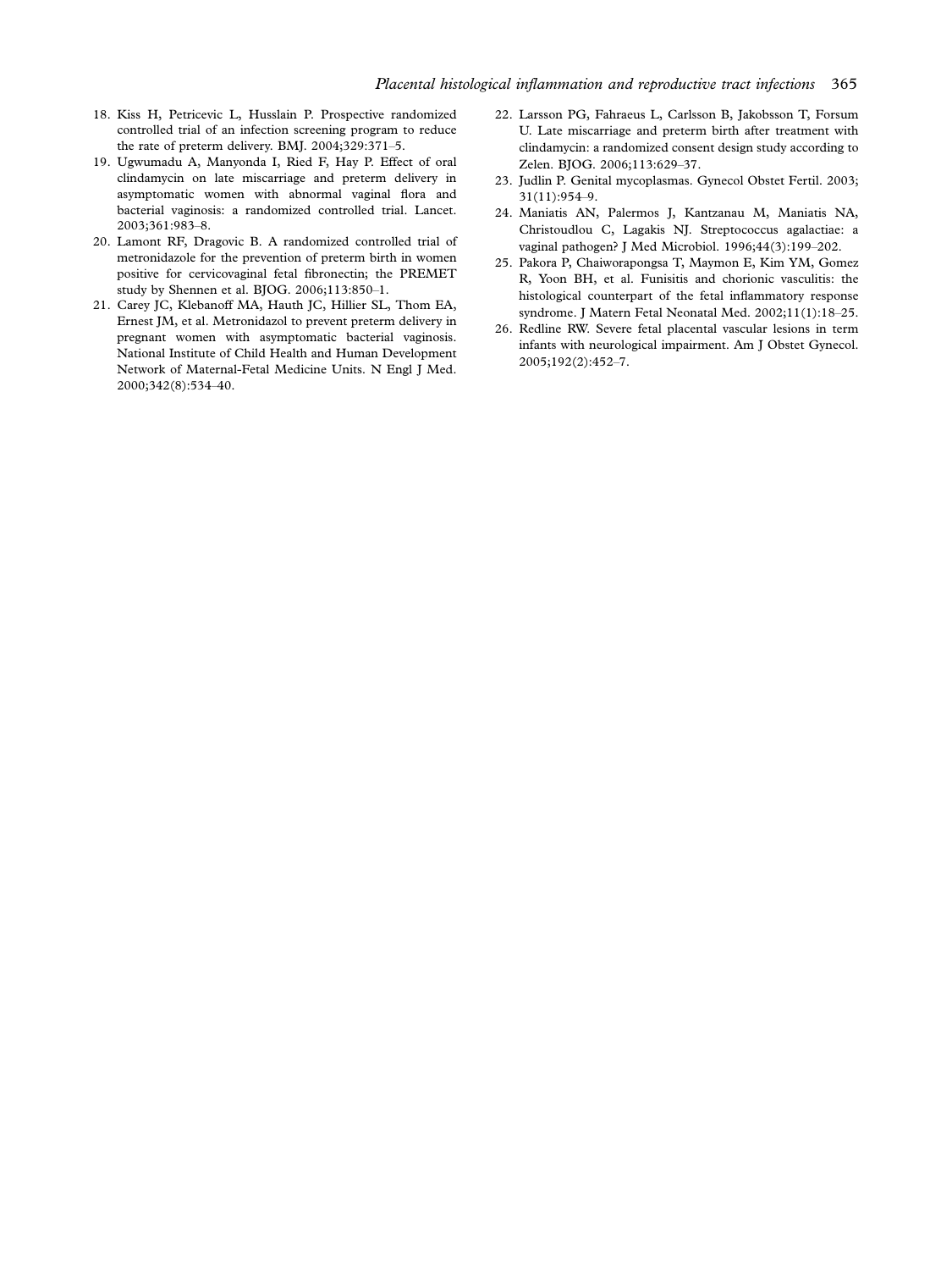18. Kiss H, Petricevic L, Husslain P. Prospective randomized controlled trial of an infection screening program to reduce the rate of preterm delivery. BMJ. 2004;329:371–5.
19. Ugwumadu A, Manyonda I, Ried F, Hay P. Effect of oral clindamycin on late miscarriage and preterm delivery in asymptomatic women with abnormal vaginal flora and bacterial vaginosis: a randomized controlled trial. Lancet. 2003;361:983–8.
20. Lamont RF, Dragovic B. A randomized controlled trial of metronidazole for the prevention of preterm birth in women positive for cervicovaginal fetal fibronectin; the PREMET study by Shennen et al. BJOG. 2006;113:850–1.
21. Carey JC, Klebanoff MA, Hauth JC, Hillier SL, Thom EA, Ernest JM, et al. Metronidazol to prevent preterm delivery in pregnant women with asymptomatic bacterial vaginosis. National Institute of Child Health and Human Development Network of Maternal-Fetal Medicine Units. N Engl J Med. 2000;342(8):534–40.
22. Larsson PG, Fahraeus L, Carlsson B, Jakobsson T, Forsum U. Late miscarriage and preterm birth after treatment with clindamycin: a randomized consent design study according to Zelen. BJOG. 2006;113:629–37.
23. Judlin P. Genital mycoplasmas. Gynecol Obstet Fertil. 2003; 31(11):954–9.
24. Maniatis AN, Palermos J, Kantzanau M, Maniatis NA, Christoudlou C, Lagakis NJ. Streptococcus agalactiae: a vaginal pathogen? J Med Microbiol. 1996;44(3):199–202.
25. Pakora P, Chaiworapongsa T, Maymon E, Kim YM, Gomez R, Yoon BH, et al. Funisitis and chorionic vasculitis: the histological counterpart of the fetal inflammatory response syndrome. J Matern Fetal Neonatal Med. 2002;11(1):18–25.
26. Redline RW. Severe fetal placental vascular lesions in term infants with neurological impairment. Am J Obstet Gynecol. 2005;192(2):452–7.